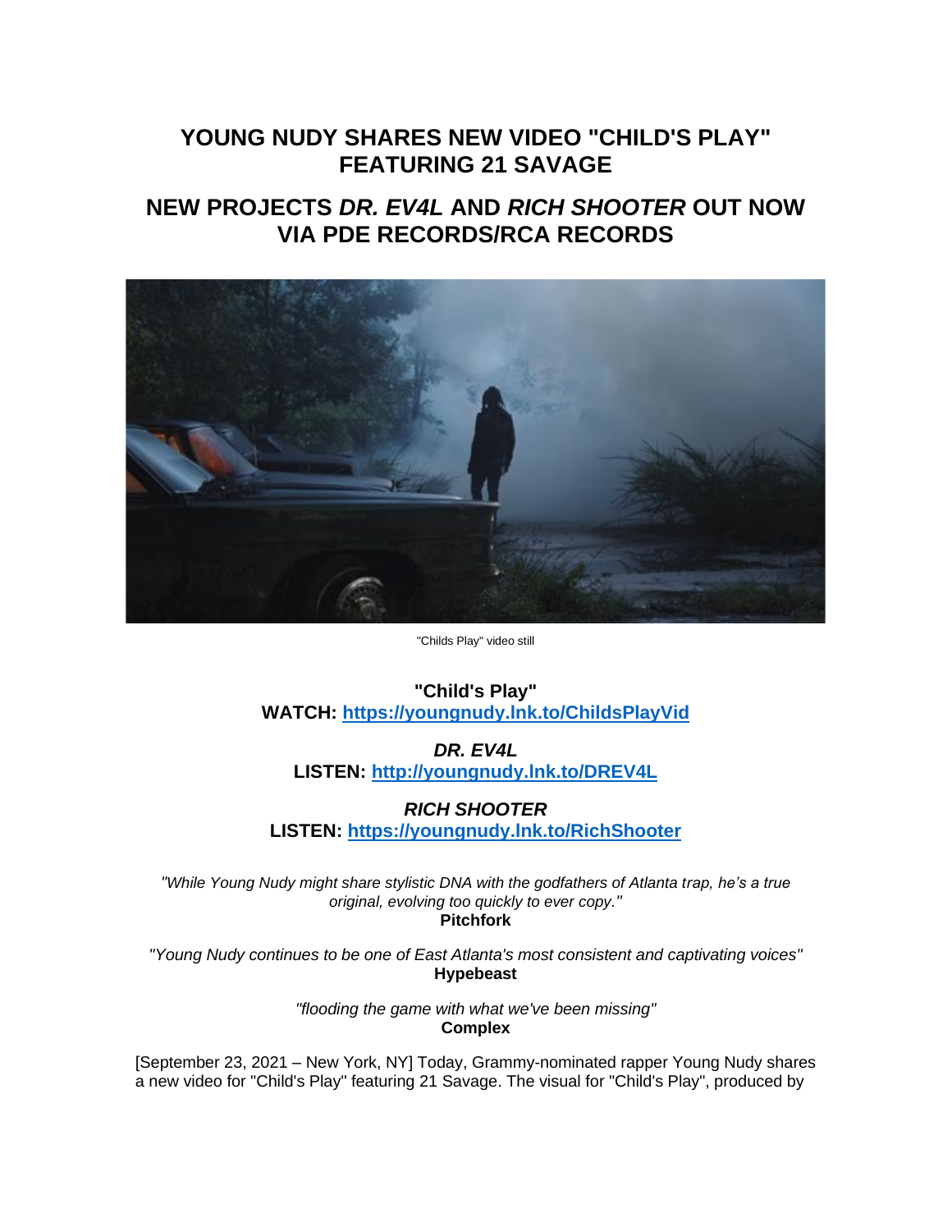# YOUNG NUDY SHARES NEW VIDEO "CHILD'S PLAY" FEATURING 21 SAVAGE

## NEW PROJECTS *DR. EV4L* AND *RICH SHOOTER* OUT NOW VIA PDE RECORDS/RCA RECORDS

"Childs Play" video still

**"Child's Play"**
**WATCH: [https://youngnudy.lnk.to/ChildsPlayVid](https://youngnudy.lnk.to/ChildsPlayVid)**

***DR. EV4L***
**LISTEN: [http://youngnudy.lnk.to/DREV4L](http://youngnudy.lnk.to/DREV4L)**

***RICH SHOOTER***
**LISTEN: [https://youngnudy.lnk.to/RichShooter](https://youngnudy.lnk.to/RichShooter)**

*"While Young Nudy might share stylistic DNA with the godfathers of Atlanta trap, he's a true original, evolving too quickly to ever copy."*
**Pitchfork**

*"Young Nudy continues to be one of East Atlanta's most consistent and captivating voices"*
**Hypebeast**

*"flooding the game with what we've been missing"*
**Complex**

[September 23, 2021 – New York, NY] Today, Grammy-nominated rapper Young Nudy shares a new video for "Child's Play" featuring 21 Savage. The visual for "Child's Play", produced by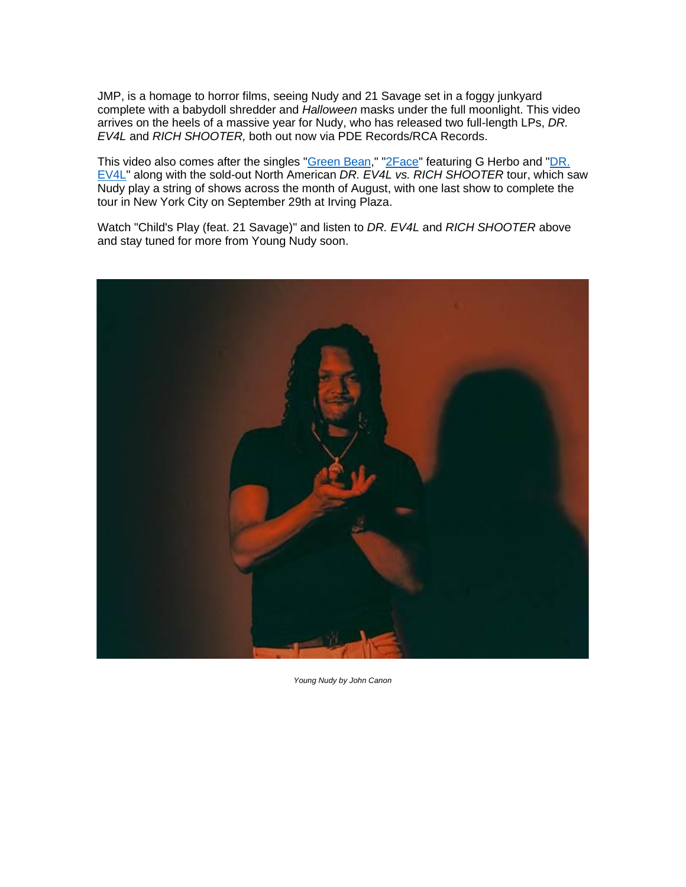JMP, is a homage to horror films, seeing Nudy and 21 Savage set in a foggy junkyard complete with a babydoll shredder and *Halloween* masks under the full moonlight. This video arrives on the heels of a massive year for Nudy, who has released two full-length LPs, *DR. EV4L* and *RICH SHOOTER,* both out now via PDE Records/RCA Records.

This video also comes after the singles "Green Bean," "2Face" featuring G Herbo and "DR. EV4L" along with the sold-out North American *DR. EV4L vs. RICH SHOOTER* tour, which saw Nudy play a string of shows across the month of August, with one last show to complete the tour in New York City on September 29th at Irving Plaza.

Watch "Child's Play (feat. 21 Savage)" and listen to *DR. EV4L* and *RICH SHOOTER* above and stay tuned for more from Young Nudy soon.

*Young Nudy by John Canon*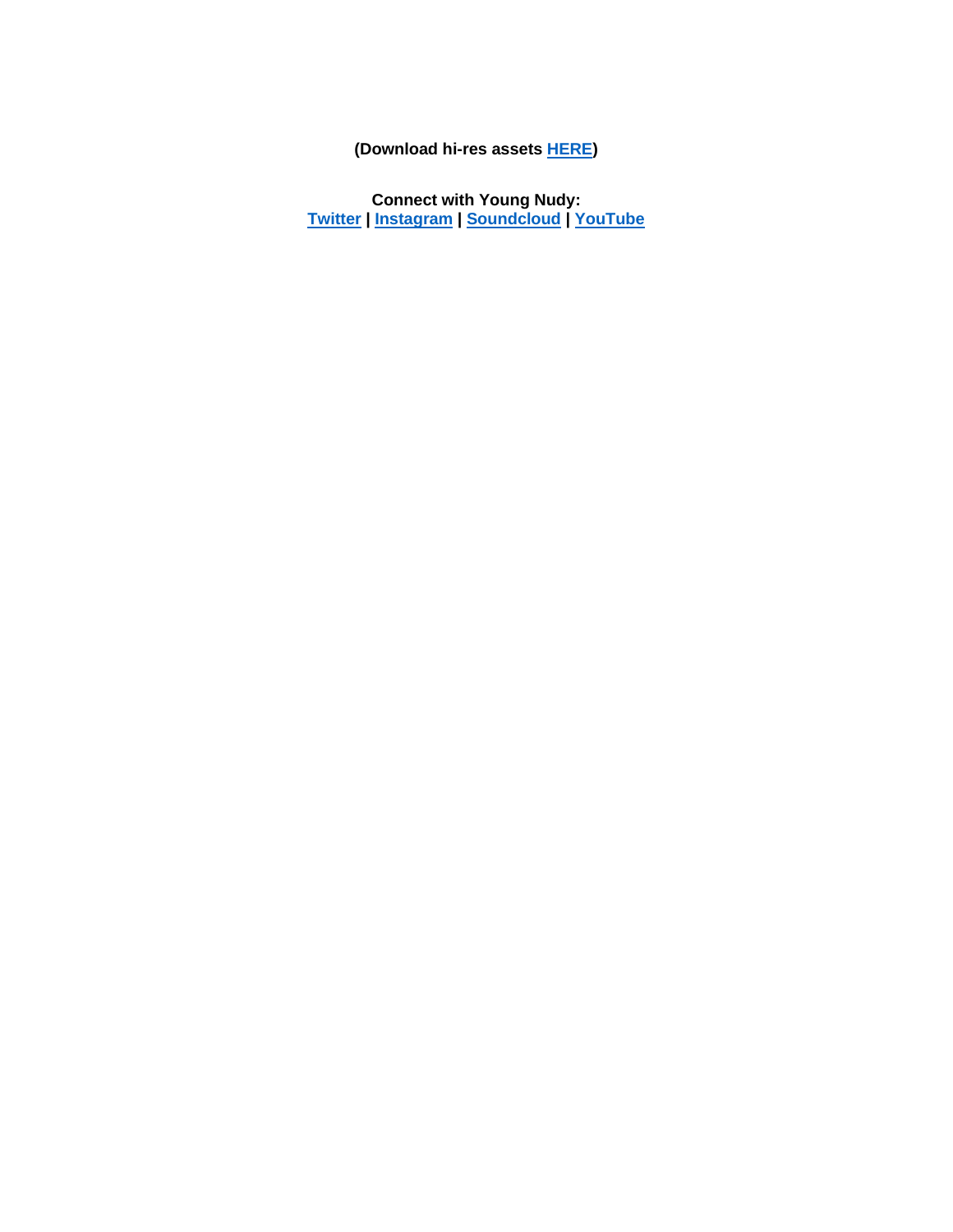**(Download hi-res assets HERE)**

**Connect with Young Nudy:**
**Twitter | Instagram | Soundcloud | YouTube**